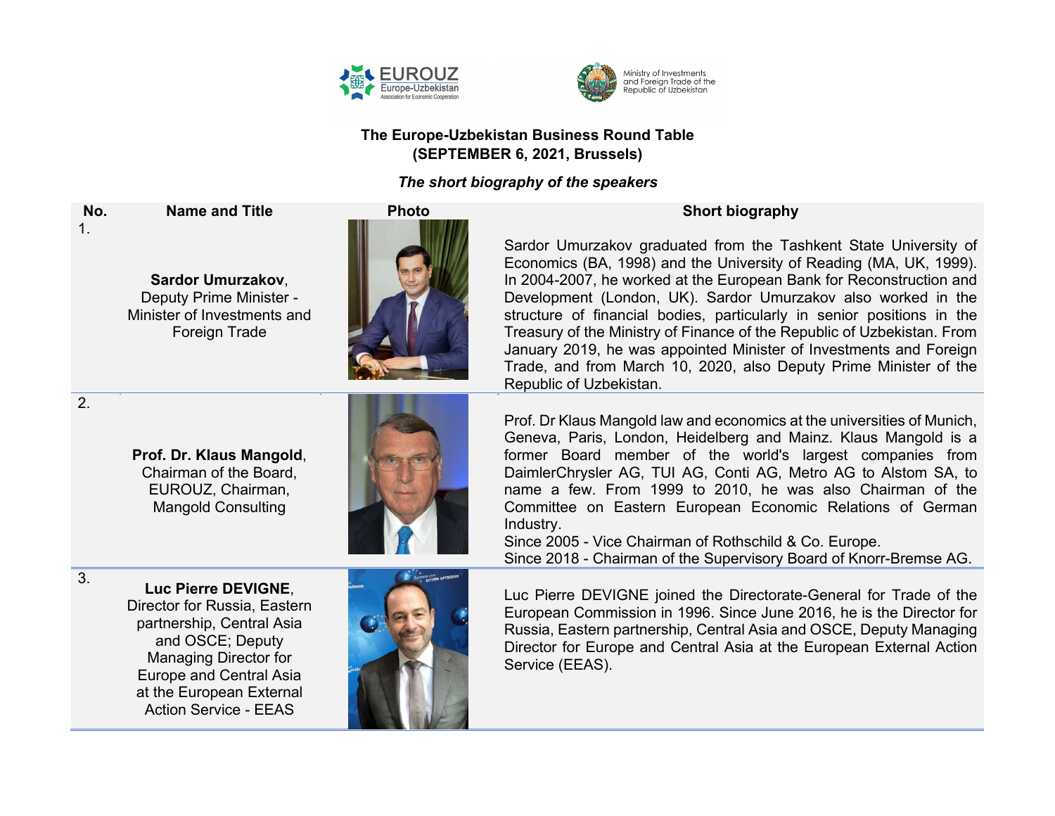EUROUZ Europe-Uzbekistan Association for Economic Cooperation

Ministry of Investments and Foreign Trade of the Republic of Uzbekistan

## The Europe-Uzbekistan Business Round Table
## (SEPTEMBER 6, 2021, Brussels)

*The short biography of the speakers*

| No. | Name and Title | Photo | Short biography |
|---|---|---|---|
| 1. | **Sardor Umurzakov**, Deputy Prime Minister - Minister of Investments and Foreign Trade | | Sardor Umurzakov graduated from the Tashkent State University of Economics (BA, 1998) and the University of Reading (MA, UK, 1999). In 2004-2007, he worked at the European Bank for Reconstruction and Development (London, UK). Sardor Umurzakov also worked in the structure of financial bodies, particularly in senior positions in the Treasury of the Ministry of Finance of the Republic of Uzbekistan. From January 2019, he was appointed Minister of Investments and Foreign Trade, and from March 10, 2020, also Deputy Prime Minister of the Republic of Uzbekistan. |
| 2. | **Prof. Dr. Klaus Mangold**, Chairman of the Board, EUROUZ, Chairman, Mangold Consulting | | Prof. Dr Klaus Mangold law and economics at the universities of Munich, Geneva, Paris, London, Heidelberg and Mainz. Klaus Mangold is a former Board member of the world's largest companies from DaimlerChrysler AG, TUI AG, Conti AG, Metro AG to Alstom SA, to name a few. From 1999 to 2010, he was also Chairman of the Committee on Eastern European Economic Relations of German Industry.<br>Since 2005 - Vice Chairman of Rothschild & Co. Europe.<br>Since 2018 - Chairman of the Supervisory Board of Knorr-Bremse AG. |
| 3. | **Luc Pierre DEVIGNE**, Director for Russia, Eastern partnership, Central Asia and OSCE; Deputy Managing Director for Europe and Central Asia at the European External Action Service - EEAS | | Luc Pierre DEVIGNE joined the Directorate-General for Trade of the European Commission in 1996. Since June 2016, he is the Director for Russia, Eastern partnership, Central Asia and OSCE, Deputy Managing Director for Europe and Central Asia at the European External Action Service (EEAS). |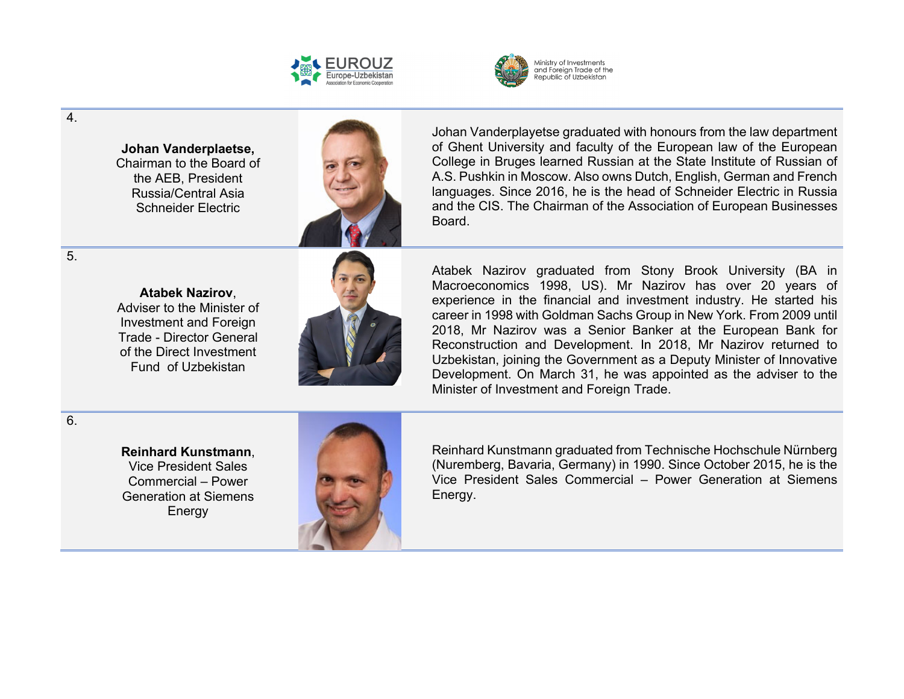| | | |
|---|---|---|
| 4. **Johan Vanderplaetse,** Chairman to the Board of the AEB, President Russia/Central Asia Schneider Electric | | Johan Vanderplayetse graduated with honours from the law department of Ghent University and faculty of the European law of the European College in Bruges learned Russian at the State Institute of Russian of A.S. Pushkin in Moscow. Also owns Dutch, English, German and French languages. Since 2016, he is the head of Schneider Electric in Russia and the CIS. The Chairman of the Association of European Businesses Board. |
| 5. **Atabek Nazirov**, Adviser to the Minister of Investment and Foreign Trade - Director General of the Direct Investment Fund of Uzbekistan | | Atabek Nazirov graduated from Stony Brook University (BA in Macroeconomics 1998, US). Mr Nazirov has over 20 years of experience in the financial and investment industry. He started his career in 1998 with Goldman Sachs Group in New York. From 2009 until 2018, Mr Nazirov was a Senior Banker at the European Bank for Reconstruction and Development. In 2018, Mr Nazirov returned to Uzbekistan, joining the Government as a Deputy Minister of Innovative Development. On March 31, he was appointed as the adviser to the Minister of Investment and Foreign Trade. |
| 6. **Reinhard Kunstmann**, Vice President Sales Commercial – Power Generation at Siemens Energy | | Reinhard Kunstmann graduated from Technische Hochschule Nürnberg (Nuremberg, Bavaria, Germany) in 1990. Since October 2015, he is the Vice President Sales Commercial – Power Generation at Siemens Energy. |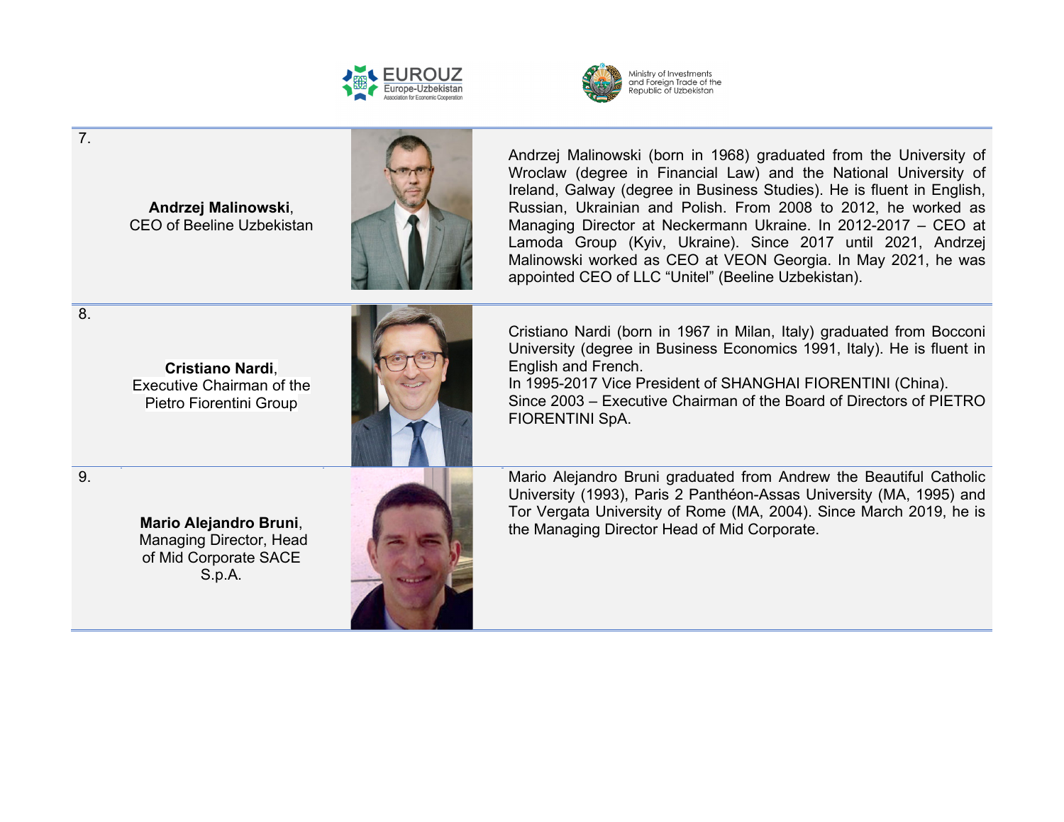| | | | |
|---|---|---|---|
| 7. | **Andrzej Malinowski**, CEO of Beeline Uzbekistan | | Andrzej Malinowski (born in 1968) graduated from the University of Wroclaw (degree in Financial Law) and the National University of Ireland, Galway (degree in Business Studies). He is fluent in English, Russian, Ukrainian and Polish. From 2008 to 2012, he worked as Managing Director at Neckermann Ukraine. In 2012-2017 – CEO at Lamoda Group (Kyiv, Ukraine). Since 2017 until 2021, Andrzej Malinowski worked as CEO at VEON Georgia. In May 2021, he was appointed CEO of LLC "Unitel" (Beeline Uzbekistan). |
| 8. | **Cristiano Nardi**, Executive Chairman of the Pietro Fiorentini Group | | Cristiano Nardi (born in 1967 in Milan, Italy) graduated from Bocconi University (degree in Business Economics 1991, Italy). He is fluent in English and French.<br>In 1995-2017 Vice President of SHANGHAI FIORENTINI (China).<br>Since 2003 – Executive Chairman of the Board of Directors of PIETRO FIORENTINI SpA. |
| 9. | **Mario Alejandro Bruni**, Managing Director, Head of Mid Corporate SACE S.p.A. | | Mario Alejandro Bruni graduated from Andrew the Beautiful Catholic University (1993), Paris 2 Panthéon-Assas University (MA, 1995) and Tor Vergata University of Rome (MA, 2004). Since March 2019, he is the Managing Director Head of Mid Corporate. |